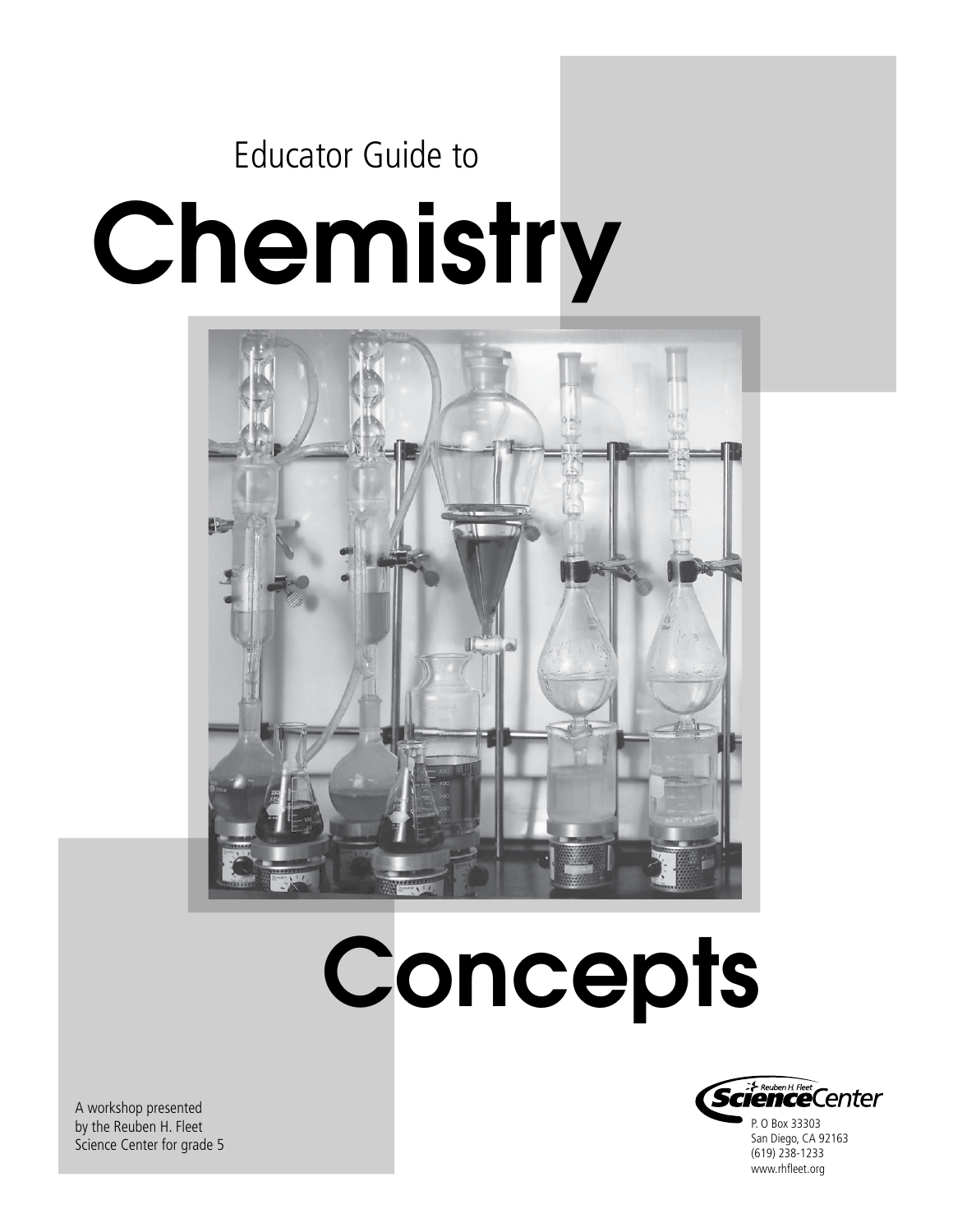Educator Guide to

# Chemistry Concepts

A workshop presented by the Reuben H. Fleet Science Center for grade 5

Reuben H. Fleet Science Center
P. O Box 33303
San Diego, CA 92163
(619) 238-1233
www.rhfleet.org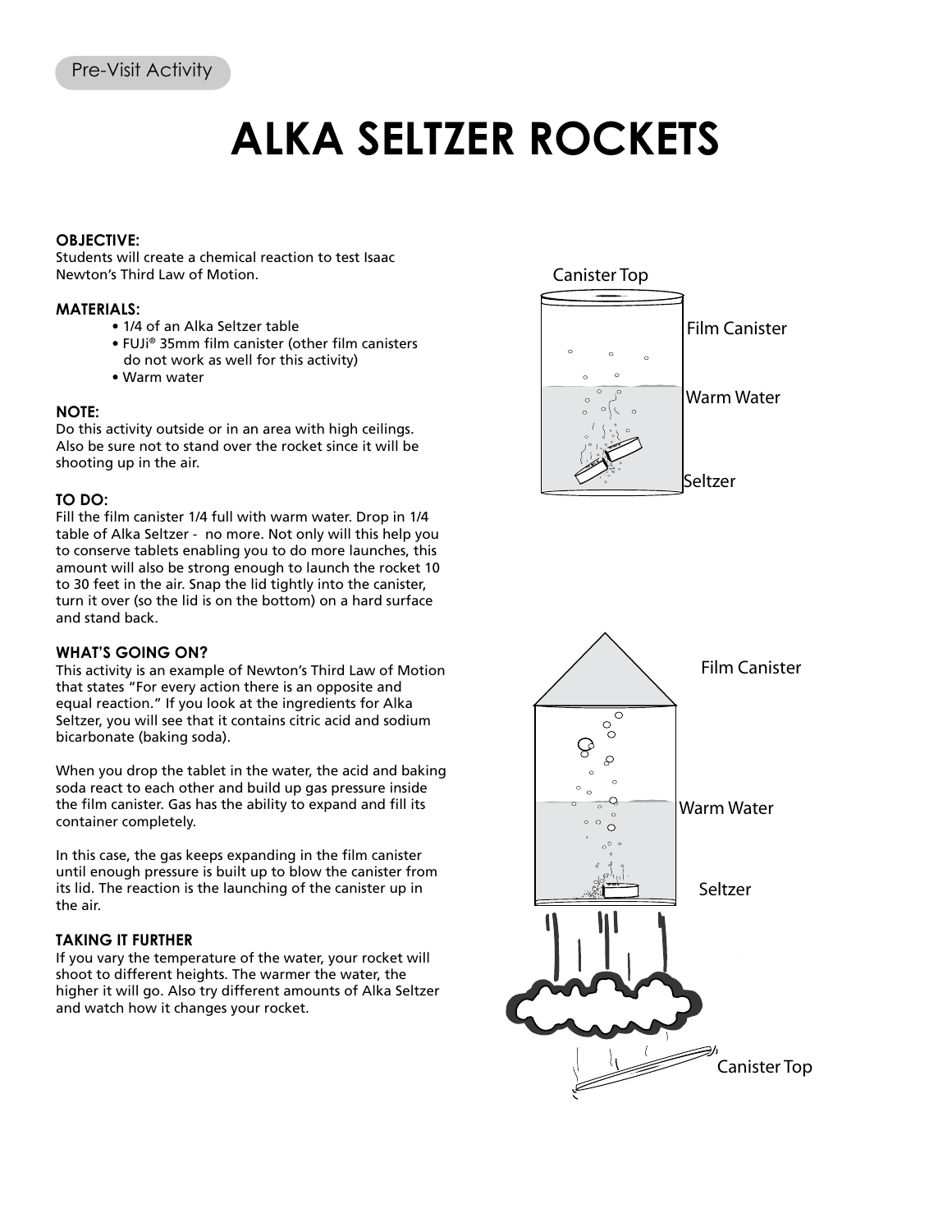Pre-Visit Activity

# ALKA SELTZER ROCKETS

**OBJECTIVE:**
Students will create a chemical reaction to test Isaac Newton's Third Law of Motion.

**MATERIALS:**
- 1/4 of an Alka Seltzer table
- FUJi® 35mm film canister (other film canisters do not work as well for this activity)
- Warm water

**NOTE:**
Do this activity outside or in an area with high ceilings. Also be sure not to stand over the rocket since it will be shooting up in the air.

**TO DO:**
Fill the film canister 1/4 full with warm water. Drop in 1/4 table of Alka Seltzer - no more. Not only will this help you to conserve tablets enabling you to do more launches, this amount will also be strong enough to launch the rocket 10 to 30 feet in the air. Snap the lid tightly into the canister, turn it over (so the lid is on the bottom) on a hard surface and stand back.

**WHAT'S GOING ON?**
This activity is an example of Newton's Third Law of Motion that states "For every action there is an opposite and equal reaction." If you look at the ingredients for Alka Seltzer, you will see that it contains citric acid and sodium bicarbonate (baking soda).

When you drop the tablet in the water, the acid and baking soda react to each other and build up gas pressure inside the film canister. Gas has the ability to expand and fill its container completely.

In this case, the gas keeps expanding in the film canister until enough pressure is built up to blow the canister from its lid. The reaction is the launching of the canister up in the air.

**TAKING IT FURTHER**
If you vary the temperature of the water, your rocket will shoot to different heights. The warmer the water, the higher it will go. Also try different amounts of Alka Seltzer and watch how it changes your rocket.

Canister Top
Film Canister
Warm Water
Seltzer

Film Canister
Warm Water
Seltzer
Canister Top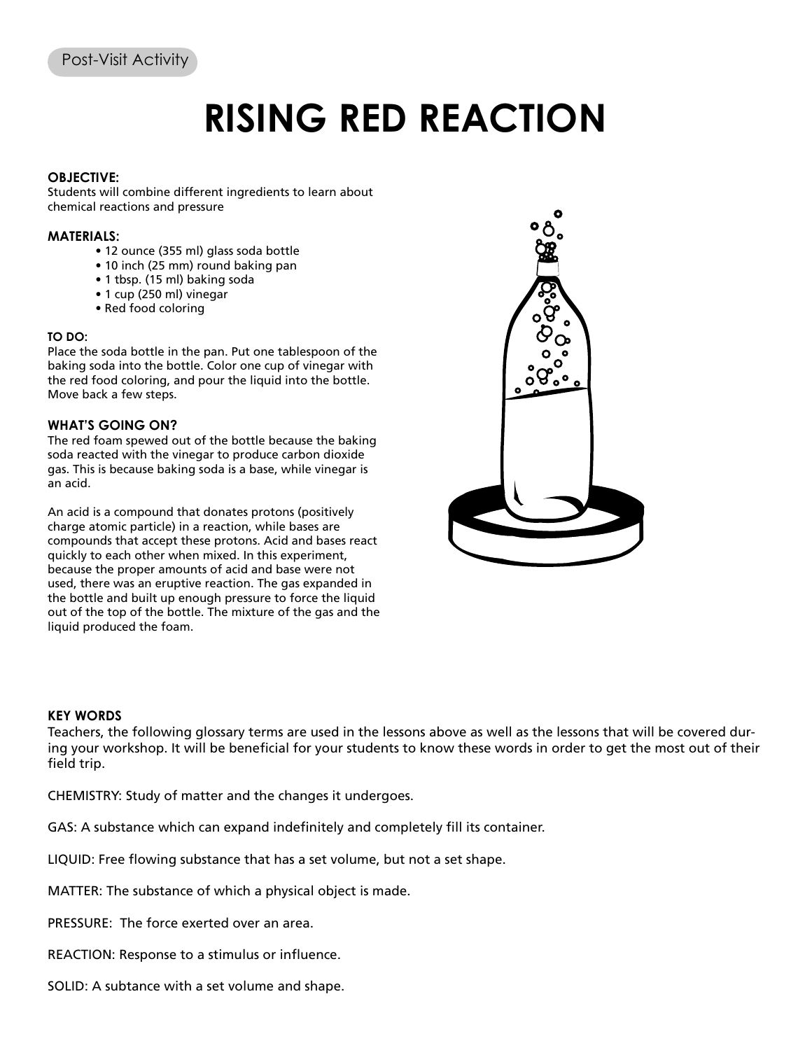Post-Visit Activity

# RISING RED REACTION

**OBJECTIVE:**
Students will combine different ingredients to learn about chemical reactions and pressure

**MATERIALS:**

- 12 ounce (355 ml) glass soda bottle
- 10 inch (25 mm) round baking pan
- 1 tbsp. (15 ml) baking soda
- 1 cup (250 ml) vinegar
- Red food coloring

**TO DO:**
Place the soda bottle in the pan. Put one tablespoon of the baking soda into the bottle. Color one cup of vinegar with the red food coloring, and pour the liquid into the bottle. Move back a few steps.

**WHAT'S GOING ON?**
The red foam spewed out of the bottle because the baking soda reacted with the vinegar to produce carbon dioxide gas. This is because baking soda is a base, while vinegar is an acid.

An acid is a compound that donates protons (positively charge atomic particle) in a reaction, while bases are compounds that accept these protons. Acid and bases react quickly to each other when mixed. In this experiment, because the proper amounts of acid and base were not used, there was an eruptive reaction. The gas expanded in the bottle and built up enough pressure to force the liquid out of the top of the bottle. The mixture of the gas and the liquid produced the foam.

**KEY WORDS**
Teachers, the following glossary terms are used in the lessons above as well as the lessons that will be covered during your workshop. It will be beneficial for your students to know these words in order to get the most out of their field trip.

CHEMISTRY: Study of matter and the changes it undergoes.

GAS: A substance which can expand indefinitely and completely fill its container.

LIQUID: Free flowing substance that has a set volume, but not a set shape.

MATTER: The substance of which a physical object is made.

PRESSURE: The force exerted over an area.

REACTION: Response to a stimulus or influence.

SOLID: A subtance with a set volume and shape.